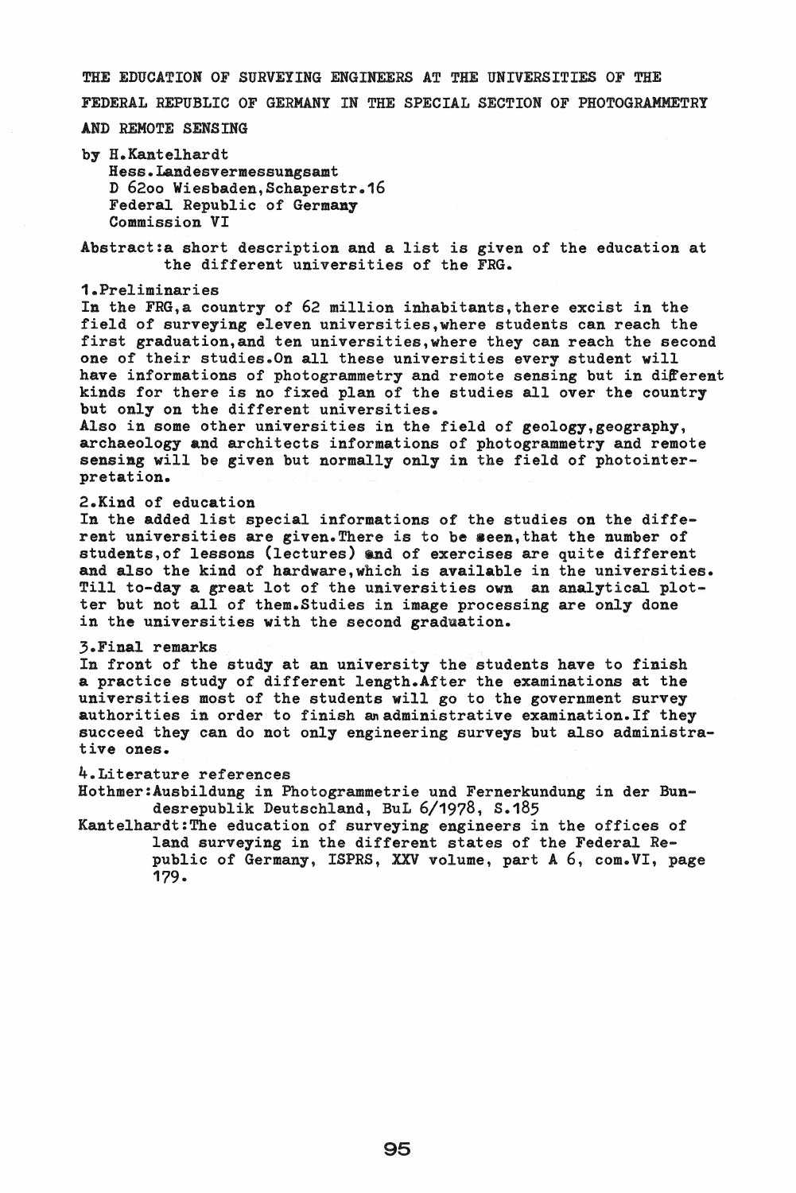# THE EDUCATION OF SURVEYING ENGINEERS AT THE UNIVERSITIES OF THE FEDERAL REPUBLIC OF GERMANY IN THE SPECIAL SECTION OF PHOTOGRAMMETRY AND REMOTE SENSING

by H.Kantelhardt
Hess.Landesvermessungsamt
D 62oo Wiesbaden,Schaperstr.16
Federal Republic of Germany
Commission VI

Abstract:a short description and a list is given of the education at the different universities of the FRG.

## 1.Preliminaries

In the FRG,a country of 62 million inhabitants,there excist in the field of surveying eleven universities,where students can reach the first graduation,and ten universities,where they can reach the second one of their studies.On all these universities every student will have informations of photogrammetry and remote sensing but in different kinds for there is no fixed plan of the studies all over the country but only on the different universities.

Also in some other universities in the field of geology,geography, archaeology and architects informations of photogrammetry and remote sensing will be given but normally only in the field of photointerpretation.

## 2.Kind of education

In the added list special informations of the studies on the different universities are given.There is to be seen,that the number of students,of lessons (lectures) and of exercises are quite different and also the kind of hardware,which is available in the universities. Till to-day a great lot of the universities own an analytical plotter but not all of them.Studies in image processing are only done in the universities with the second graduation.

## 3.Final remarks

In front of the study at an university the students have to finish a practice study of different length.After the examinations at the universities most of the students will go to the government survey authorities in order to finish an administrative examination.If they succeed they can do not only engineering surveys but also administrative ones.

## 4.Literature references

Hothmer:Ausbildung in Photogrammetrie und Fernerkundung in der Bundesrepublik Deutschland, BuL 6/1978, S.185

Kantelhardt:The education of surveying engineers in the offices of land surveying in the different states of the Federal Republic of Germany, ISPRS, XXV volume, part A 6, com.VI, page 179.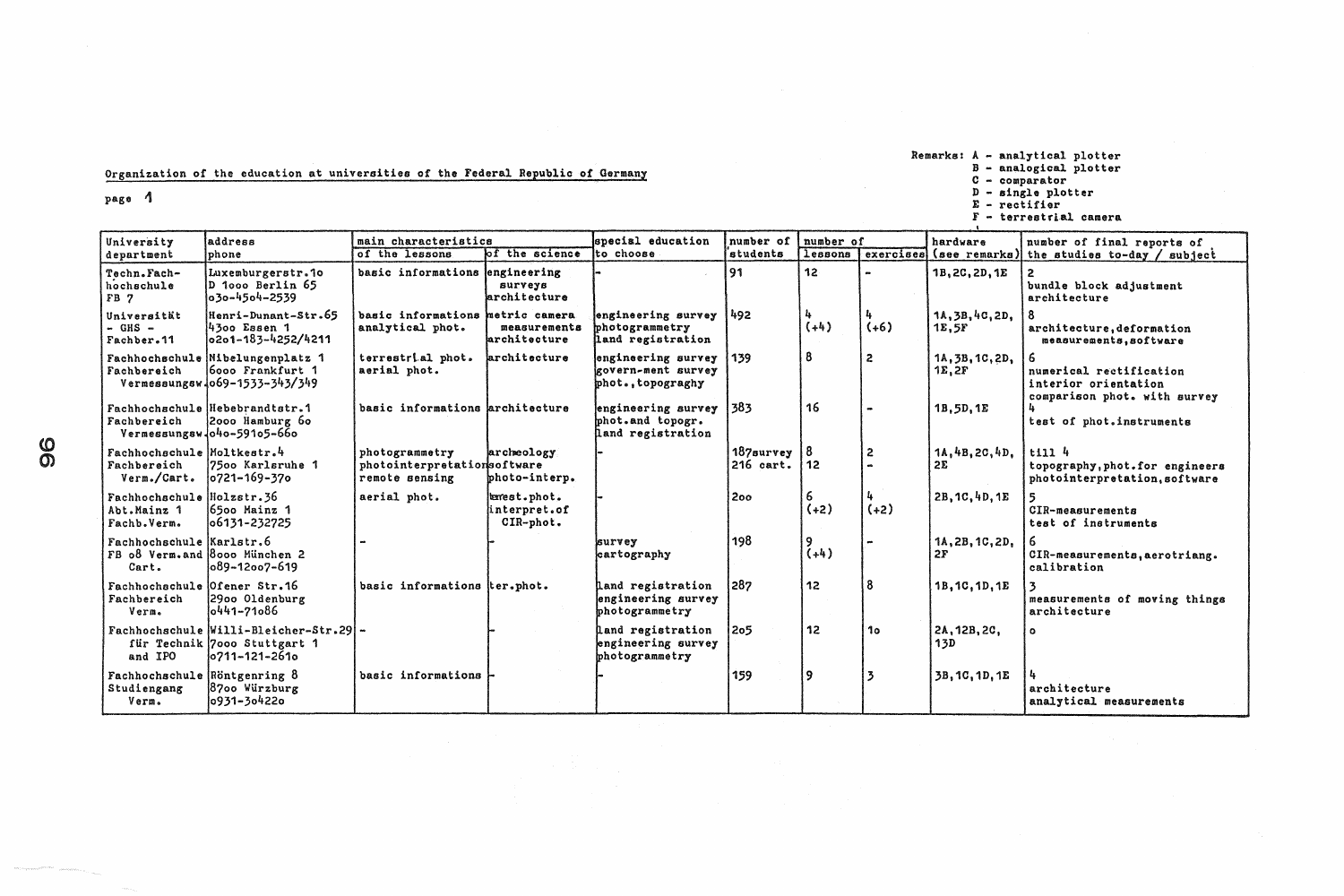Remarks: A - analytical plotter
B - analogical plotter
C - comparator
D - single plotter
E - rectifier
F - terrestrial camera

Organization of the education at universities of the Federal Republic of Germany

page 1

| University department | address phone | main characteristics of the lessons | of the science | special education to choose | number of students | number of lessons | exercises | hardware (see remarks) | number of final reports of the studies to-day / subject |
|---|---|---|---|---|---|---|---|---|---|
| Techn.Fach-hochschule FB 7 | Luxemburgerstr.1o D 1ooo Berlin 65 o3o-45o4-2539 | basic informations | engineering surveys architecture | - | 91 | 12 | - | 1B,2C,2D,1E | 2 bundle block adjustment architecture |
| Universität - GHS - Fachber.11 | Henri-Dunant-Str.65 43oo Essen 1 o2o1-183-4252/4211 | basic informations analytical phot. | metric camera measurements architecture | engineering survey photogrammetry land registration | 492 | 4 (+4) | 4 (+6) | 1A,3B,4C,2D, 1E,5F | 8 architecture,deformation measurements,software |
| Fachhochschule Fachbereich Vermessungsw. | Nibelungenplatz 1 6ooo Frankfurt 1 o69-1533-343/349 | terrestrial phot. aerial phot. | architecture | engineering survey govern-ment survey phot.,topograghy | 139 | 8 | 2 | 1A,3B,1C,2D, 1E,2F | 6 numerical rectification interior orientation comparison phot. with survey |
| Fachhochschule Fachbereich Vermessungsw. | Hebebrandtstr.1 2ooo Hamburg 6o o4o-591o5-66o | basic informations | architecture | engineering survey phot.and topogr. land registration | 383 | 16 | - | 1B,5D,1E | 4 test of phot.instruments |
| Fachhochschule Fachbereich Verm./Cart. | Moltkestr.4 75oo Karlsruhe 1 o721-169-37o | photogrammetry photointerpretation remote sensing | archeology software photo-interp. | - | 187survey 216 cart. | 8 12 | 2 - | 1A,4B,2C,4D, 2E | till 4 topography,phot.for engineers photointerpretation,software |
| Fachhochschule Abt.Mainz 1 Fachb.Verm. | Holzstr.36 65oo Mainz 1 o6131-232725 | aerial phot. | terest.phot. interpret.of CIR-phot. | - | 2oo | 6 (+2) | 4 (+2) | 2B,1C,4D,1E | 5 CIR-measurements test of instruments |
| Fachhochschule FB o8 Verm.and Cart. | Karlstr.6 8ooo München 2 o89-12oo7-619 | - | - | survey cartography | 198 | 9 (+4) | - | 1A,2B,1C,2D, 2F | 6 CIR-measurements,aerotriang. calibration |
| Fachhochschule Fachbereich Verm. | Ofener Str.16 29oo Oldenburg o441-71o86 | basic informations | ter.phot. | land registration engineering survey photogrammetry | 287 | 12 | 8 | 1B,1C,1D,1E | 3 measurements of moving things architecture |
| Fachhochschule für Technik and IPO | Willi-Bleicher-Str.29 7ooo Stuttgart 1 o711-121-261o | - | - | land registration engineering survey photogrammetry | 2o5 | 12 | 1o | 2A,12B,2C, 13D | o |
| Fachhochschule Studiengang Verm. | Röntgenring 8 87oo Würzburg o931-3o422o | basic informations | - | - | 159 | 9 | 3 | 3B,1C,1D,1E | 4 architecture analytical measurements |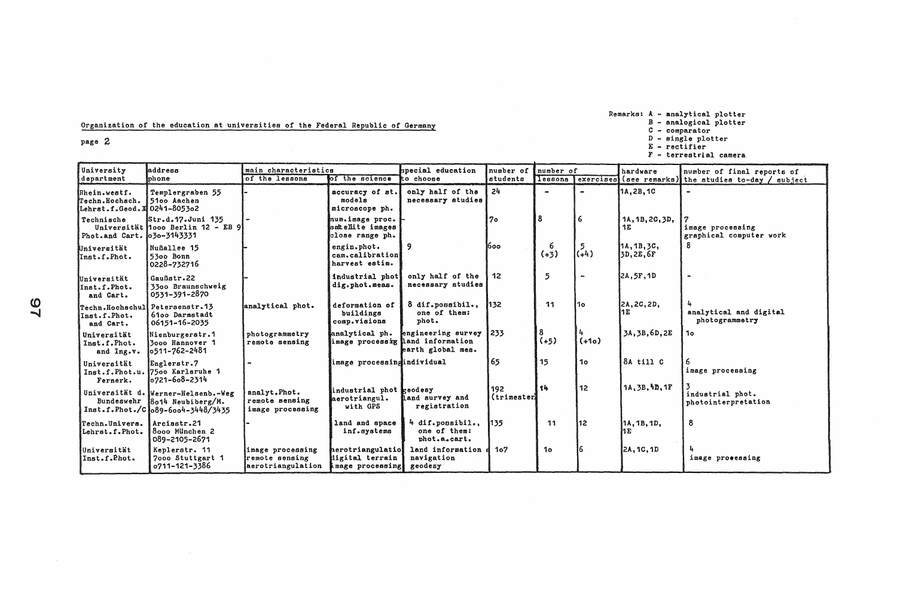Organization of the education at universities of the Federal Republic of Germany

page 2

Remarks: A - analytical plotter
B - analogical plotter
C - comparator
D - single plotter
E - rectifier
F - terrestrial camera

| University department | address phone | main characteristics of the lessons | main characteristics of the science | special education to choose | number of students | number of lessons | number of exercises | hardware (see remarks) | number of final reports of the studies to-day / subject |
|---|---|---|---|---|---|---|---|---|---|
| Rhein.westf. Techn.Hochsch. Lehrst.f.Geod.II | Templergraben 55 51oo Aachen 0241-80530 2 | - | accuracy of st. models microscope ph. | only half of the necessary studies | 24 | - | - | 1A,2B,1C | - |
| Technische Universität Phot.and Cart. | Str.d.17.Juni 135 1ooo Berlin 12 - EB 9 o3o-3143331 | - | num.image proc. satellite images close range ph. | - | 7o | 8 | 6 | 1A,1B,2C,3D, 1E | 7 image processing graphical computer work |
| Universität Inst.f.Phot. | Nußallee 15 53oo Bonn 0228-732716 | - | engin.phot. cam.calibration harvest estim. | 9 | 6oo | 6 (+3) | 5 (+4) | 1A,1B,3C, 3D,2E,6F | 8 |
| Universität Inst.f.Phot. and Cart. | Gaußstr.22 33oo Braunschweig 0531-391-2870 | - | industrial phot dig.phot.meas. | only half of the necessary studies | 12 | 5 | - | 2A,5F,1D | - |
| Techn.Hochschul Inst.f.Phot. and Cart. | Petersenstr.13 61oo Darmstadt 06151-16-2035 | analytical phot. | deformation of buildings comp.visions | 8 dif.possibil., one of them: phot. | 132 | 11 | 1o | 2A,2C,2D, 1E | 4 analytical and digital photogrammetry |
| Universität Inst.f.Phot. and Ing.v. | Nienburgerstr.1 3ooo Hannover 1 o511-762-2481 | photogrammetry remote sensing | analytical ph. image processing | engineering survey land information earth global mes. | 233 | 8 (+5) | 4 (+1o) | 3A,3B,6D,2E | 1o |
| Universität Inst.f.Phot.u. Fernerk. | Englerstr.7 75oo Karlsruhe 1 o721-6o8-2314 | - | image processing | individual | 65 | 15 | 1o | 8A till C | 6 image processing |
| Universität d. Bundeswehr Inst.f.Phot./C | Werner-Heisenb.-Weg 8o14 Neubiberg/M. o89-6oo4-3448/3435 | analyt.Phot. remote sensing image processing | industrial phot aerotriangul. with GPS | geodesy land survey and registration | 192 (trimester) | 14 | 12 | 1A,3B,4D,1F | 3 industrial phot. photointerpretation |
| Techn.Univers. Lehrst.f.Phot. | Arcisstr.21 8ooo München 2 089-2105-2671 | - | land and space inf.systems | 4 dif.possibil., one of them: phot.a.cart. | 135 | 11 | 12 | 1A,1B,1D, 1E | 8 |
| Universität Inst.f.Phot. | Keplerstr. 11 7ooo Stuttgart 1 o711-121-3386 | image processing remote sensing aerotriangulation | aerotriangulatio digital terrain image processing | land information navigation geodesy | 1o7 | 1o | 6 | 2A,1C,1D | 4 image processing |